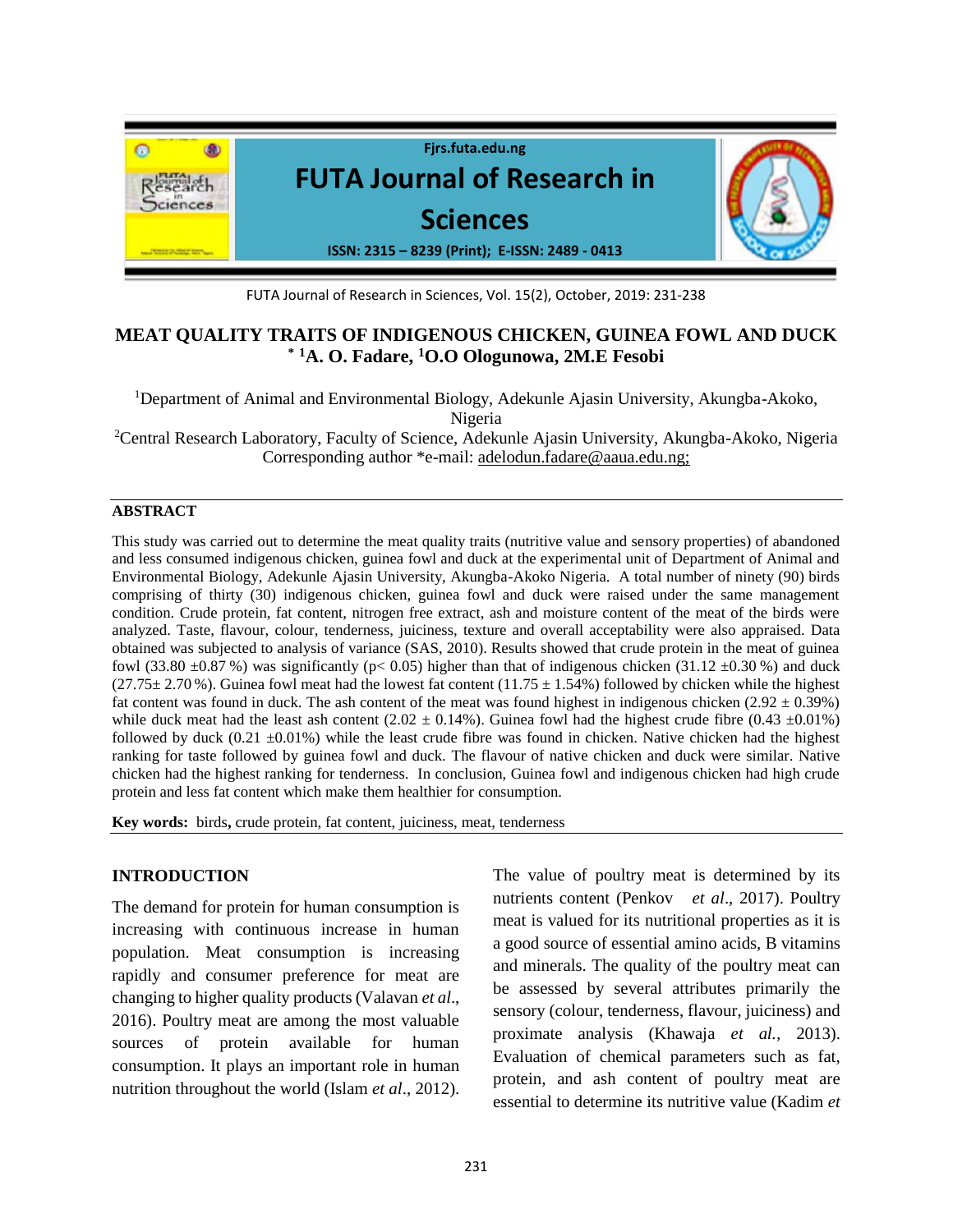# MEAT QUALITY TRAITS OF INDIGENOUS CHICKEN, GUINEA FOWL AND DUCK

**[*] [1]A. O. Fadare, [1]O.O Ologunowa, 2M.E Fesobi**

[1]Department of Animal and Environmental Biology, Adekunle Ajasin University, Akungba-Akoko, Nigeria

[2]Central Research Laboratory, Faculty of Science, Adekunle Ajasin University, Akungba-Akoko, Nigeria

Corresponding author *e-mail: adelodun.fadare@aaua.edu.ng;

## ABSTRACT

This study was carried out to determine the meat quality traits (nutritive value and sensory properties) of abandoned and less consumed indigenous chicken, guinea fowl and duck at the experimental unit of Department of Animal and Environmental Biology, Adekunle Ajasin University, Akungba-Akoko Nigeria. A total number of ninety (90) birds comprising of thirty (30) indigenous chicken, guinea fowl and duck were raised under the same management condition. Crude protein, fat content, nitrogen free extract, ash and moisture content of the meat of the birds were analyzed. Taste, flavour, colour, tenderness, juiciness, texture and overall acceptability were also appraised. Data obtained was subjected to analysis of variance (SAS, 2010). Results showed that crude protein in the meat of guinea fowl (33.80 ±0.87 %) was significantly ($p < 0.05$) higher than that of indigenous chicken (31.12 ±0.30 %) and duck (27.75± 2.70 %). Guinea fowl meat had the lowest fat content (11.75 ± 1.54%) followed by chicken while the highest fat content was found in duck. The ash content of the meat was found highest in indigenous chicken (2.92 ± 0.39%) while duck meat had the least ash content (2.02 ± 0.14%). Guinea fowl had the highest crude fibre (0.43 ±0.01%) followed by duck (0.21 ±0.01%) while the least crude fibre was found in chicken. Native chicken had the highest ranking for taste followed by guinea fowl and duck. The flavour of native chicken and duck were similar. Native chicken had the highest ranking for tenderness. In conclusion, Guinea fowl and indigenous chicken had high crude protein and less fat content which make them healthier for consumption.

**Key words:** birds**,** crude protein, fat content, juiciness, meat, tenderness

## INTRODUCTION

The demand for protein for human consumption is increasing with continuous increase in human population. Meat consumption is increasing rapidly and consumer preference for meat are changing to higher quality products (Valavan *et al*., 2016). Poultry meat are among the most valuable sources of protein available for human consumption. It plays an important role in human nutrition throughout the world (Islam *et al*., 2012).

The value of poultry meat is determined by its nutrients content (Penkov *et al*., 2017). Poultry meat is valued for its nutritional properties as it is a good source of essential amino acids, B vitamins and minerals. The quality of the poultry meat can be assessed by several attributes primarily the sensory (colour, tenderness, flavour, juiciness) and proximate analysis (Khawaja *et al.*, 2013). Evaluation of chemical parameters such as fat, protein, and ash content of poultry meat are essential to determine its nutritive value (Kadim *et*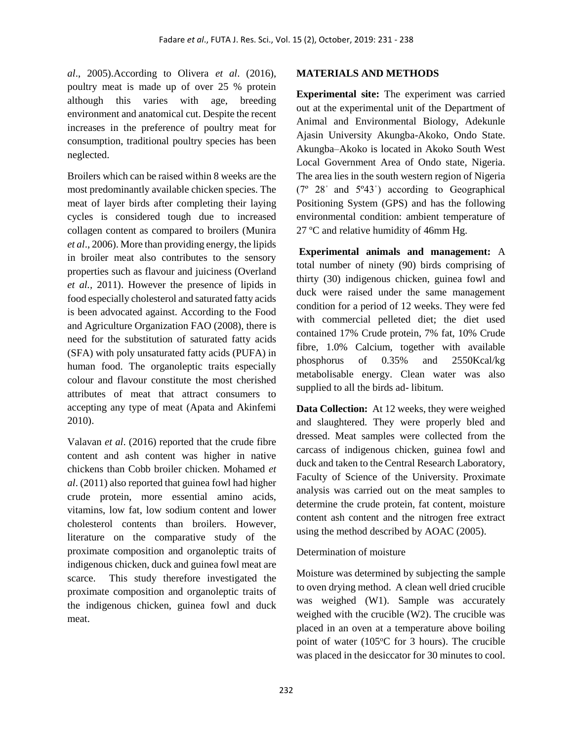*al*., 2005).According to Olivera *et al*. (2016), poultry meat is made up of over 25 % protein although this varies with age, breeding environment and anatomical cut. Despite the recent increases in the preference of poultry meat for consumption, traditional poultry species has been neglected.

Broilers which can be raised within 8 weeks are the most predominantly available chicken species. The meat of layer birds after completing their laying cycles is considered tough due to increased collagen content as compared to broilers (Munira *et al*., 2006). More than providing energy, the lipids in broiler meat also contributes to the sensory properties such as flavour and juiciness (Overland *et al.,* 2011). However the presence of lipids in food especially cholesterol and saturated fatty acids is been advocated against. According to the Food and Agriculture Organization FAO (2008), there is need for the substitution of saturated fatty acids (SFA) with poly unsaturated fatty acids (PUFA) in human food. The organoleptic traits especially colour and flavour constitute the most cherished attributes of meat that attract consumers to accepting any type of meat (Apata and Akinfemi 2010).

Valavan *et al*. (2016) reported that the crude fibre content and ash content was higher in native chickens than Cobb broiler chicken. Mohamed *et al*. (2011) also reported that guinea fowl had higher crude protein, more essential amino acids, vitamins, low fat, low sodium content and lower cholesterol contents than broilers. However, literature on the comparative study of the proximate composition and organoleptic traits of indigenous chicken, duck and guinea fowl meat are scarce. This study therefore investigated the proximate composition and organoleptic traits of the indigenous chicken, guinea fowl and duck meat.

## MATERIALS AND METHODS

**Experimental site:** The experiment was carried out at the experimental unit of the Department of Animal and Environmental Biology, Adekunle Ajasin University Akungba-Akoko, Ondo State. Akungba–Akoko is located in Akoko South West Local Government Area of Ondo state, Nigeria. The area lies in the south western region of Nigeria (7º 28ˈ and 5º43ˈ) according to Geographical Positioning System (GPS) and has the following environmental condition: ambient temperature of 27 ºC and relative humidity of 46mm Hg.

**Experimental animals and management:** A total number of ninety (90) birds comprising of thirty (30) indigenous chicken, guinea fowl and duck were raised under the same management condition for a period of 12 weeks. They were fed with commercial pelleted diet; the diet used contained 17% Crude protein, 7% fat, 10% Crude fibre, 1.0% Calcium, together with available phosphorus of 0.35% and 2550Kcal/kg metabolisable energy. Clean water was also supplied to all the birds ad- libitum.

**Data Collection:** At 12 weeks, they were weighed and slaughtered. They were properly bled and dressed. Meat samples were collected from the carcass of indigenous chicken, guinea fowl and duck and taken to the Central Research Laboratory, Faculty of Science of the University. Proximate analysis was carried out on the meat samples to determine the crude protein, fat content, moisture content ash content and the nitrogen free extract using the method described by AOAC (2005).

Determination of moisture

Moisture was determined by subjecting the sample to oven drying method. A clean well dried crucible was weighed (W1). Sample was accurately weighed with the crucible (W2). The crucible was placed in an oven at a temperature above boiling point of water (105ºC for 3 hours). The crucible was placed in the desiccator for 30 minutes to cool.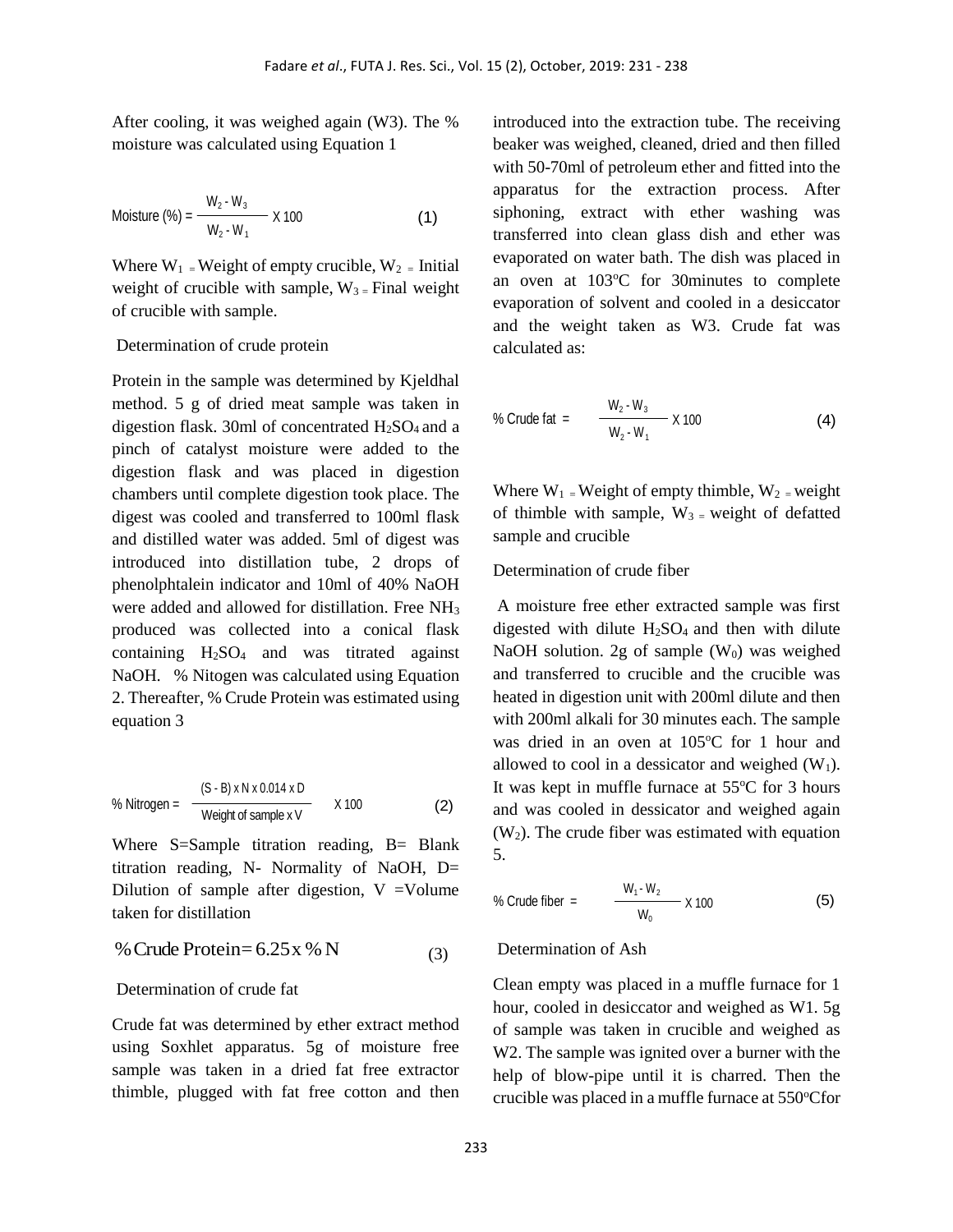After cooling, it was weighed again (W3). The % moisture was calculated using Equation 1

$$\text{Moisture (\%)} = \frac{W_2 - W_3}{W_2 - W_1} \times 100 \quad (1)$$

Where $W_1$ = Weight of empty crucible, $W_2$ = Initial weight of crucible with sample, $W_3$ = Final weight of crucible with sample.

### Determination of crude protein

Protein in the sample was determined by Kjeldhal method. 5 g of dried meat sample was taken in digestion flask. 30ml of concentrated $H_2SO_4$ and a pinch of catalyst moisture were added to the digestion flask and was placed in digestion chambers until complete digestion took place. The digest was cooled and transferred to 100ml flask and distilled water was added. 5ml of digest was introduced into distillation tube, 2 drops of phenolphtalein indicator and 10ml of 40% NaOH were added and allowed for distillation. Free $NH_3$ produced was collected into a conical flask containing $H_2SO_4$ and was titrated against NaOH. % Nitogen was calculated using Equation 2. Thereafter, % Crude Protein was estimated using equation 3

$$\text{\% Nitrogen} = \frac{(S - B) \times N \times 0.014 \times D}{\text{Weight of sample} \times V} \times 100 \quad (2)$$

Where S=Sample titration reading, B= Blank titration reading, N- Normality of NaOH, D= Dilution of sample after digestion, V =Volume taken for distillation

$$\text{\% Crude Protein} = 6.25 \times \text{\% N} \quad (3)$$

### Determination of crude fat

Crude fat was determined by ether extract method using Soxhlet apparatus. 5g of moisture free sample was taken in a dried fat free extractor thimble, plugged with fat free cotton and then introduced into the extraction tube. The receiving beaker was weighed, cleaned, dried and then filled with 50-70ml of petroleum ether and fitted into the apparatus for the extraction process. After siphoning, extract with ether washing was transferred into clean glass dish and ether was evaporated on water bath. The dish was placed in an oven at 103°C for 30minutes to complete evaporation of solvent and cooled in a desiccator and the weight taken as W3. Crude fat was calculated as:

$$\text{\% Crude fat} = \frac{W_2 - W_3}{W_2 - W_1} \times 100 \quad (4)$$

Where $W_1$ = Weight of empty thimble, $W_2$ = weight of thimble with sample, $W_3$ = weight of defatted sample and crucible

### Determination of crude fiber

A moisture free ether extracted sample was first digested with dilute $H_2SO_4$ and then with dilute NaOH solution. 2g of sample ($W_0$) was weighed and transferred to crucible and the crucible was heated in digestion unit with 200ml dilute and then with 200ml alkali for 30 minutes each. The sample was dried in an oven at 105°C for 1 hour and allowed to cool in a dessicator and weighed ($W_1$). It was kept in muffle furnace at 55°C for 3 hours and was cooled in dessicator and weighed again ($W_2$). The crude fiber was estimated with equation 5.

$$\text{\% Crude fiber} = \frac{W_1 - W_2}{W_0} \times 100 \quad (5)$$

### Determination of Ash

Clean empty was placed in a muffle furnace for 1 hour, cooled in desiccator and weighed as W1. 5g of sample was taken in crucible and weighed as W2. The sample was ignited over a burner with the help of blow-pipe until it is charred. Then the crucible was placed in a muffle furnace at 550°Cfor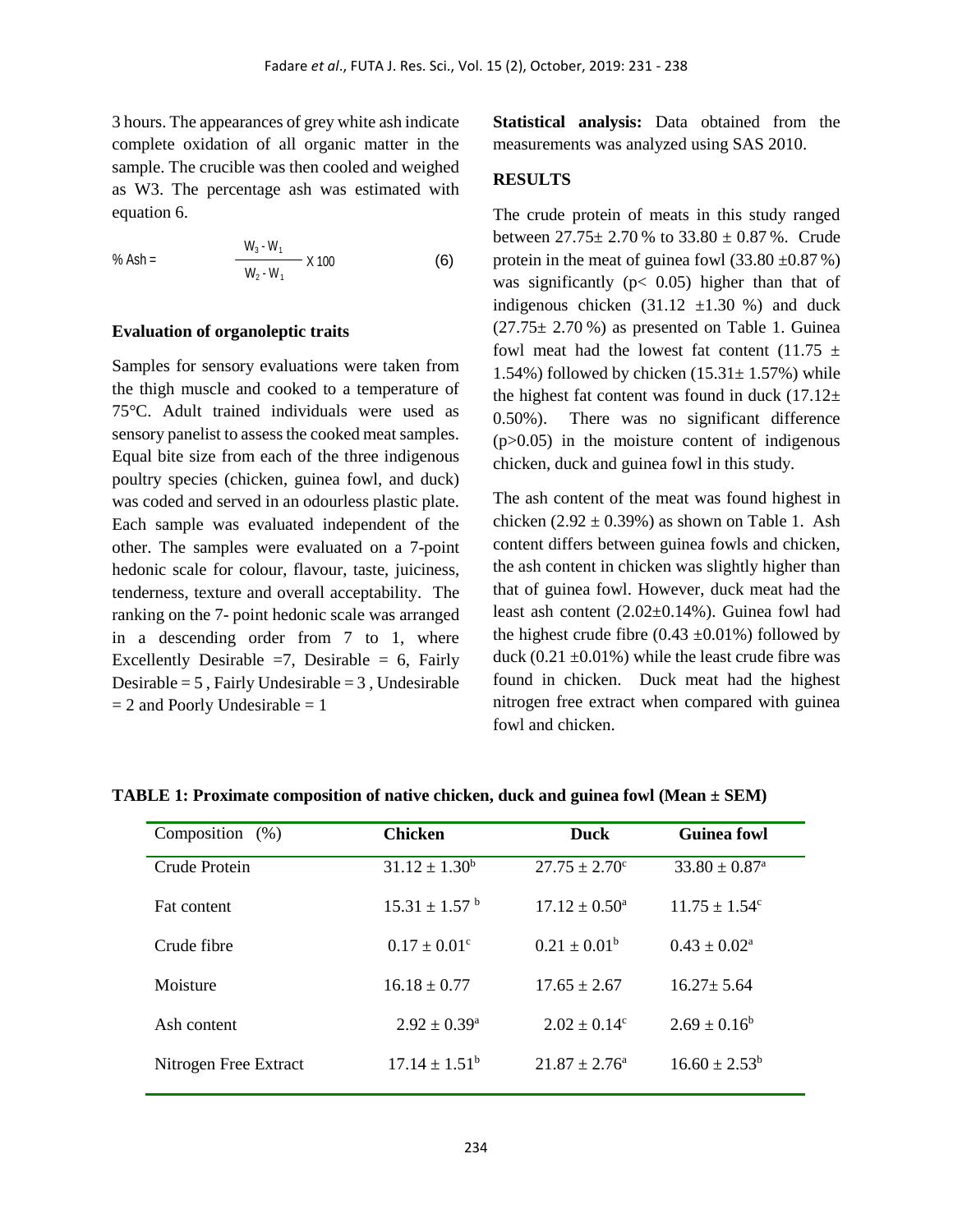3 hours. The appearances of grey white ash indicate complete oxidation of all organic matter in the sample. The crucible was then cooled and weighed as W3. The percentage ash was estimated with equation 6.

$$\% \text{ Ash} = \frac{W_3 - W_1}{W_2 - W_1} \times 100 \qquad (6)$$

**Evaluation of organoleptic traits**

Samples for sensory evaluations were taken from the thigh muscle and cooked to a temperature of 75°C. Adult trained individuals were used as sensory panelist to assess the cooked meat samples. Equal bite size from each of the three indigenous poultry species (chicken, guinea fowl, and duck) was coded and served in an odourless plastic plate. Each sample was evaluated independent of the other. The samples were evaluated on a 7-point hedonic scale for colour, flavour, taste, juiciness, tenderness, texture and overall acceptability. The ranking on the 7- point hedonic scale was arranged in a descending order from 7 to 1, where Excellently Desirable =7, Desirable = 6, Fairly Desirable = 5 , Fairly Undesirable = 3 , Undesirable = 2 and Poorly Undesirable = 1

**Statistical analysis:** Data obtained from the measurements was analyzed using SAS 2010.

**RESULTS**

The crude protein of meats in this study ranged between 27.75± 2.70 % to 33.80 ± 0.87 %. Crude protein in the meat of guinea fowl (33.80 ±0.87 %) was significantly ($p < 0.05$) higher than that of indigenous chicken (31.12 ±1.30 %) and duck (27.75± 2.70 %) as presented on Table 1. Guinea fowl meat had the lowest fat content (11.75 ± 1.54%) followed by chicken (15.31± 1.57%) while the highest fat content was found in duck (17.12± 0.50%). There was no significant difference ($p > 0.05$) in the moisture content of indigenous chicken, duck and guinea fowl in this study.

The ash content of the meat was found highest in chicken (2.92 ± 0.39%) as shown on Table 1. Ash content differs between guinea fowls and chicken, the ash content in chicken was slightly higher than that of guinea fowl. However, duck meat had the least ash content (2.02±0.14%). Guinea fowl had the highest crude fibre (0.43 ±0.01%) followed by duck (0.21 ±0.01%) while the least crude fibre was found in chicken. Duck meat had the highest nitrogen free extract when compared with guinea fowl and chicken.

**TABLE 1: Proximate composition of native chicken, duck and guinea fowl (Mean ± SEM)**

| Composition (%) | Chicken | Duck | Guinea fowl |
|---|---|---|---|
| Crude Protein | $31.12 \pm 1.30^{b}$ | $27.75 \pm 2.70^{c}$ | $33.80 \pm 0.87^{a}$ |
| Fat content | $15.31 \pm 1.57^{b}$ | $17.12 \pm 0.50^{a}$ | $11.75 \pm 1.54^{c}$ |
| Crude fibre | $0.17 \pm 0.01^{c}$ | $0.21 \pm 0.01^{b}$ | $0.43 \pm 0.02^{a}$ |
| Moisture | $16.18 \pm 0.77$ | $17.65 \pm 2.67$ | $16.27 \pm 5.64$ |
| Ash content | $2.92 \pm 0.39^{a}$ | $2.02 \pm 0.14^{c}$ | $2.69 \pm 0.16^{b}$ |
| Nitrogen Free Extract | $17.14 \pm 1.51^{b}$ | $21.87 \pm 2.76^{a}$ | $16.60 \pm 2.53^{b}$ |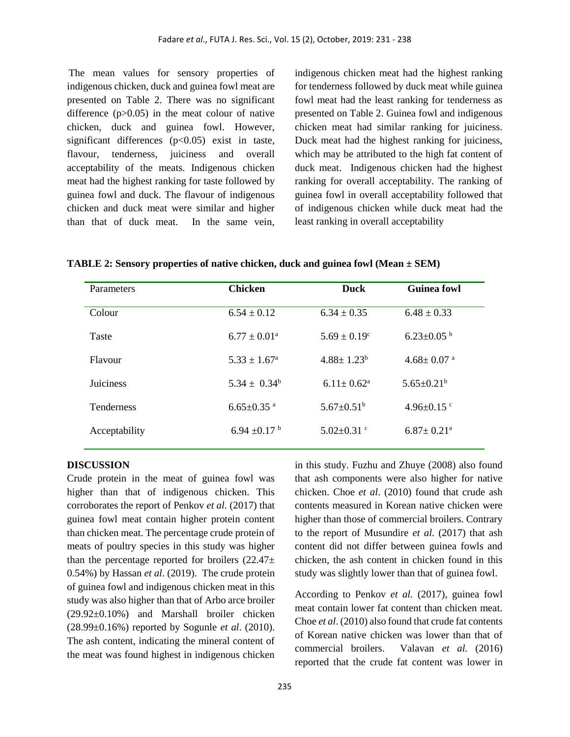The mean values for sensory properties of indigenous chicken, duck and guinea fowl meat are presented on Table 2. There was no significant difference ($p>0.05$) in the meat colour of native chicken, duck and guinea fowl. However, significant differences ($p<0.05$) exist in taste, flavour, tenderness, juiciness and overall acceptability of the meats. Indigenous chicken meat had the highest ranking for taste followed by guinea fowl and duck. The flavour of indigenous chicken and duck meat were similar and higher than that of duck meat. In the same vein, indigenous chicken meat had the highest ranking for tenderness followed by duck meat while guinea fowl meat had the least ranking for tenderness as presented on Table 2. Guinea fowl and indigenous chicken meat had similar ranking for juiciness. Duck meat had the highest ranking for juiciness, which may be attributed to the high fat content of duck meat. Indigenous chicken had the highest ranking for overall acceptability. The ranking of guinea fowl in overall acceptability followed that of indigenous chicken while duck meat had the least ranking in overall acceptability

**TABLE 2: Sensory properties of native chicken, duck and guinea fowl (Mean ± SEM)**

| Parameters | **Chicken** | **Duck** | **Guinea fowl** |
|---|---|---|---|
| Colour | $6.54 \pm 0.12$ | $6.34 \pm 0.35$ | $6.48 \pm 0.33$ |
| Taste | $6.77 \pm 0.01^{a}$ | $5.69 \pm 0.19^{c}$ | $6.23 \pm 0.05^{b}$ |
| Flavour | $5.33 \pm 1.67^{a}$ | $4.88 \pm 1.23^{b}$ | $4.68 \pm 0.07^{a}$ |
| Juiciness | $5.34 \pm 0.34^{b}$ | $6.11 \pm 0.62^{a}$ | $5.65 \pm 0.21^{b}$ |
| Tenderness | $6.65 \pm 0.35^{a}$ | $5.67 \pm 0.51^{b}$ | $4.96 \pm 0.15^{c}$ |
| Acceptability | $6.94 \pm 0.17^{b}$ | $5.02 \pm 0.31^{c}$ | $6.87 \pm 0.21^{a}$ |

**DISCUSSION**

Crude protein in the meat of guinea fowl was higher than that of indigenous chicken. This corroborates the report of Penkov *et al.* (2017) that guinea fowl meat contain higher protein content than chicken meat. The percentage crude protein of meats of poultry species in this study was higher than the percentage reported for broilers (22.47± 0.54%) by Hassan *et al*. (2019). The crude protein of guinea fowl and indigenous chicken meat in this study was also higher than that of Arbo arce broiler (29.92±0.10%) and Marshall broiler chicken (28.99±0.16%) reported by Sogunle *et al*. (2010). The ash content, indicating the mineral content of the meat was found highest in indigenous chicken in this study. Fuzhu and Zhuye (2008) also found that ash components were also higher for native chicken. Choe *et al*. (2010) found that crude ash contents measured in Korean native chicken were higher than those of commercial broilers. Contrary to the report of Musundire *et al.* (2017) that ash content did not differ between guinea fowls and chicken, the ash content in chicken found in this study was slightly lower than that of guinea fowl.

According to Penkov *et al.* (2017), guinea fowl meat contain lower fat content than chicken meat. Choe *et al*. (2010) also found that crude fat contents of Korean native chicken was lower than that of commercial broilers. Valavan *et al.* (2016) reported that the crude fat content was lower in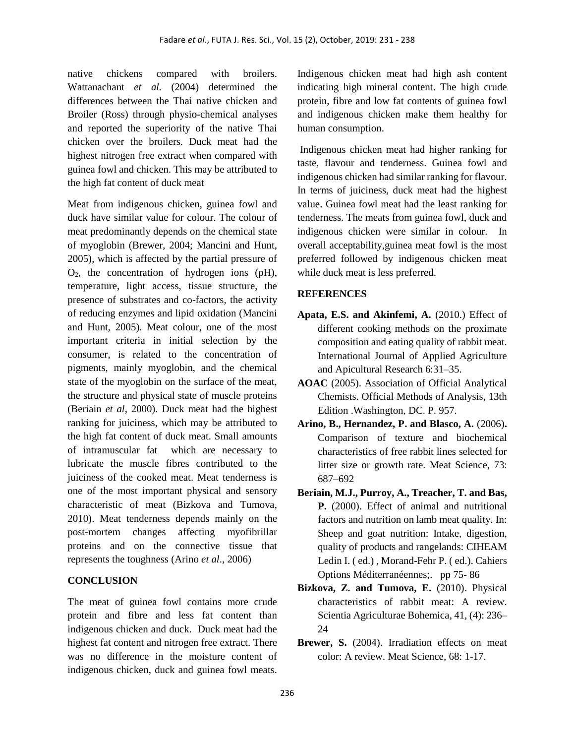native chickens compared with broilers. Wattanachant *et al.* (2004) determined the differences between the Thai native chicken and Broiler (Ross) through physio-chemical analyses and reported the superiority of the native Thai chicken over the broilers. Duck meat had the highest nitrogen free extract when compared with guinea fowl and chicken. This may be attributed to the high fat content of duck meat

Meat from indigenous chicken, guinea fowl and duck have similar value for colour. The colour of meat predominantly depends on the chemical state of myoglobin (Brewer, 2004; Mancini and Hunt, 2005), which is affected by the partial pressure of $O_2$, the concentration of hydrogen ions (pH), temperature, light access, tissue structure, the presence of substrates and co-factors, the activity of reducing enzymes and lipid oxidation (Mancini and Hunt, 2005). Meat colour, one of the most important criteria in initial selection by the consumer, is related to the concentration of pigments, mainly myoglobin, and the chemical state of the myoglobin on the surface of the meat, the structure and physical state of muscle proteins (Beriain *et al*, 2000). Duck meat had the highest ranking for juiciness, which may be attributed to the high fat content of duck meat. Small amounts of intramuscular fat which are necessary to lubricate the muscle fibres contributed to the juiciness of the cooked meat. Meat tenderness is one of the most important physical and sensory characteristic of meat (Bizkova and Tumova, 2010). Meat tenderness depends mainly on the post-mortem changes affecting myofibrillar proteins and on the connective tissue that represents the toughness (Arino *et al*., 2006)

## CONCLUSION

The meat of guinea fowl contains more crude protein and fibre and less fat content than indigenous chicken and duck. Duck meat had the highest fat content and nitrogen free extract. There was no difference in the moisture content of indigenous chicken, duck and guinea fowl meats. Indigenous chicken meat had high ash content indicating high mineral content. The high crude protein, fibre and low fat contents of guinea fowl and indigenous chicken make them healthy for human consumption.

Indigenous chicken meat had higher ranking for taste, flavour and tenderness. Guinea fowl and indigenous chicken had similar ranking for flavour. In terms of juiciness, duck meat had the highest value. Guinea fowl meat had the least ranking for tenderness. The meats from guinea fowl, duck and indigenous chicken were similar in colour. In overall acceptability,guinea meat fowl is the most preferred followed by indigenous chicken meat while duck meat is less preferred.

## REFERENCES

**Apata, E.S. and Akinfemi, A.** (2010.) Effect of different cooking methods on the proximate composition and eating quality of rabbit meat. International Journal of Applied Agriculture and Apicultural Research 6:31–35.

**AOAC** (2005). Association of Official Analytical Chemists. Official Methods of Analysis, 13th Edition .Washington, DC. P. 957.

**Arino, B., Hernandez, P. and Blasco, A.** (2006)**.** Comparison of texture and biochemical characteristics of free rabbit lines selected for litter size or growth rate. Meat Science, 73: 687–692

**Beriain, M.J., Purroy, A., Treacher, T. and Bas, P.** (2000). Effect of animal and nutritional factors and nutrition on lamb meat quality. In: Sheep and goat nutrition: Intake, digestion, quality of products and rangelands: CIHEAM Ledin I. ( ed.) , Morand-Fehr P. ( ed.). Cahiers Options Méditerranéennes;. pp 75- 86

**Bizkova, Z. and Tumova, E.** (2010). Physical characteristics of rabbit meat: A review. Scientia Agriculturae Bohemica, 41, (4): 236–24

**Brewer, S.** (2004). Irradiation effects on meat color: A review. Meat Science, 68: 1-17.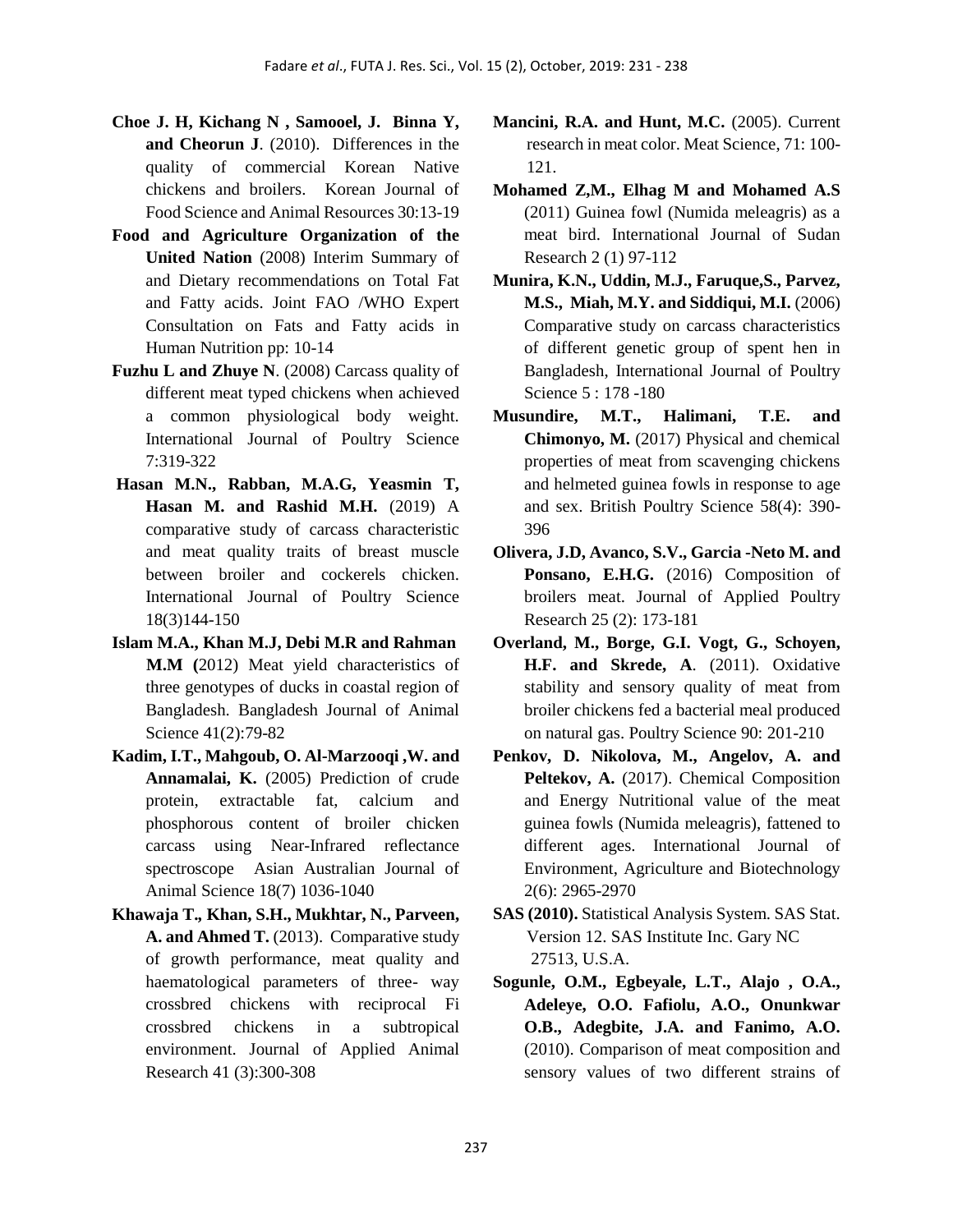**Choe J. H, Kichang N , Samooel, J. Binna Y, and Cheorun J**. (2010). Differences in the quality of commercial Korean Native chickens and broilers. Korean Journal of Food Science and Animal Resources 30:13-19

**Food and Agriculture Organization of the United Nation** (2008) Interim Summary of and Dietary recommendations on Total Fat and Fatty acids. Joint FAO /WHO Expert Consultation on Fats and Fatty acids in Human Nutrition pp: 10-14

**Fuzhu L and Zhuye N**. (2008) Carcass quality of different meat typed chickens when achieved a common physiological body weight. International Journal of Poultry Science 7:319-322

**Hasan M.N., Rabban, M.A.G, Yeasmin T, Hasan M. and Rashid M.H.** (2019) A comparative study of carcass characteristic and meat quality traits of breast muscle between broiler and cockerels chicken. International Journal of Poultry Science 18(3)144-150

**Islam M.A., Khan M.J, Debi M.R and Rahman M.M (**2012) Meat yield characteristics of three genotypes of ducks in coastal region of Bangladesh. Bangladesh Journal of Animal Science 41(2):79-82

**Kadim, I.T., Mahgoub, O. Al-Marzooqi ,W. and Annamalai, K.** (2005) Prediction of crude protein, extractable fat, calcium and phosphorous content of broiler chicken carcass using Near-Infrared reflectance spectroscope Asian Australian Journal of Animal Science 18(7) 1036-1040

**Khawaja T., Khan, S.H., Mukhtar, N., Parveen, A. and Ahmed T.** (2013). Comparative study of growth performance, meat quality and haematological parameters of three- way crossbred chickens with reciprocal Fi crossbred chickens in a subtropical environment. Journal of Applied Animal Research 41 (3):300-308

**Mancini, R.A. and Hunt, M.C.** (2005). Current research in meat color. Meat Science, 71: 100-121.

**Mohamed Z,M., Elhag M and Mohamed A.S** (2011) Guinea fowl (Numida meleagris) as a meat bird. International Journal of Sudan Research 2 (1) 97-112

**Munira, K.N., Uddin, M.J., Faruque,S., Parvez, M.S., Miah, M.Y. and Siddiqui, M.I.** (2006) Comparative study on carcass characteristics of different genetic group of spent hen in Bangladesh, International Journal of Poultry Science 5 : 178 -180

**Musundire, M.T., Halimani, T.E. and Chimonyo, M.** (2017) Physical and chemical properties of meat from scavenging chickens and helmeted guinea fowls in response to age and sex. British Poultry Science 58(4): 390-396

**Olivera, J.D, Avanco, S.V., Garcia -Neto M. and Ponsano, E.H.G.** (2016) Composition of broilers meat. Journal of Applied Poultry Research 25 (2): 173-181

**Overland, M., Borge, G.I. Vogt, G., Schoyen, H.F. and Skrede, A**. (2011). Oxidative stability and sensory quality of meat from broiler chickens fed a bacterial meal produced on natural gas. Poultry Science 90: 201-210

**Penkov, D. Nikolova, M., Angelov, A. and Peltekov, A.** (2017). Chemical Composition and Energy Nutritional value of the meat guinea fowls (Numida meleagris), fattened to different ages. International Journal of Environment, Agriculture and Biotechnology 2(6): 2965-2970

**SAS (2010).** Statistical Analysis System. SAS Stat. Version 12. SAS Institute Inc. Gary NC 27513, U.S.A.

**Sogunle, O.M., Egbeyale, L.T., Alajo , O.A., Adeleye, O.O. Fafiolu, A.O., Onunkwar O.B., Adegbite, J.A. and Fanimo, A.O.** (2010). Comparison of meat composition and sensory values of two different strains of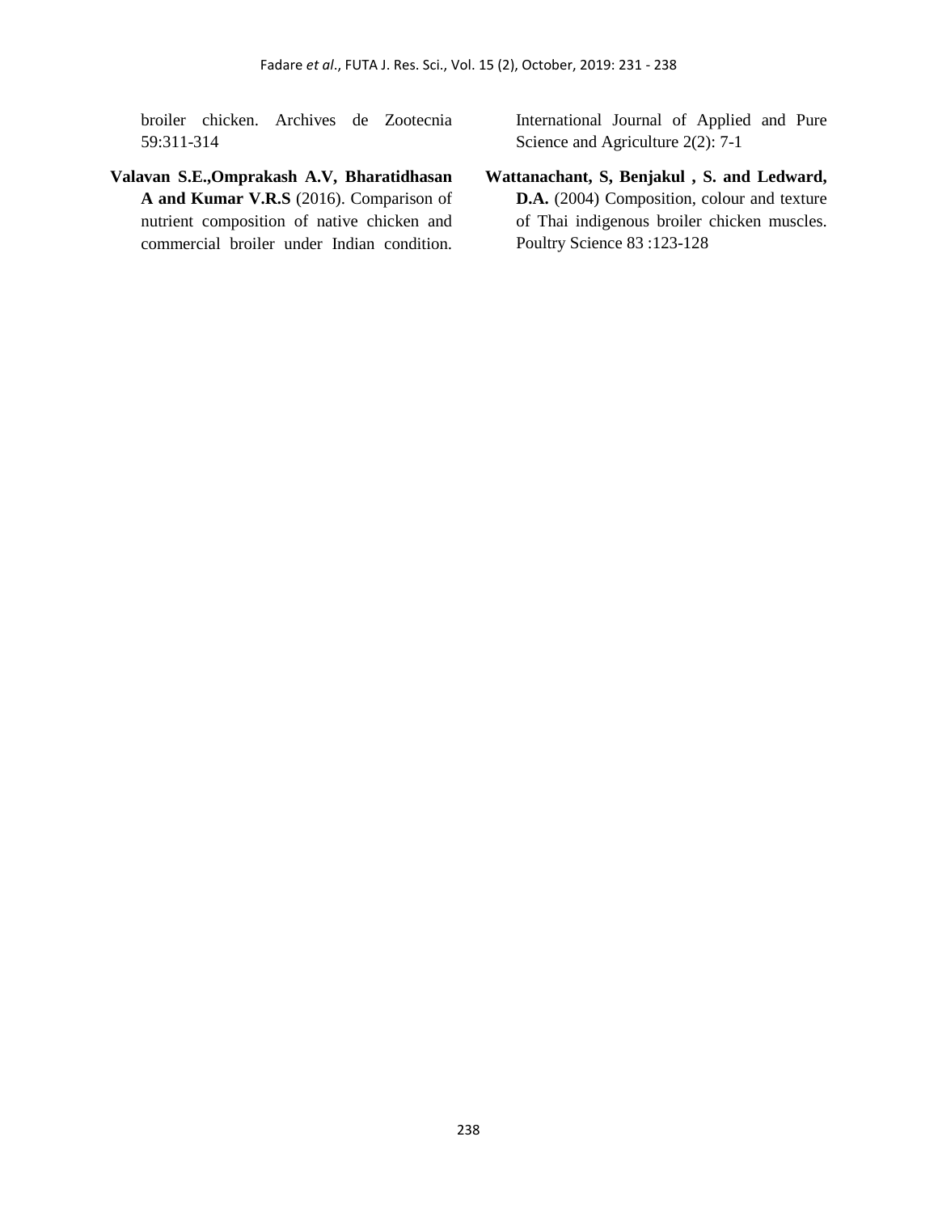broiler chicken. Archives de Zootecnia 59:311-314

**Valavan S.E.,Omprakash A.V, Bharatidhasan A and Kumar V.R.S** (2016). Comparison of nutrient composition of native chicken and commercial broiler under Indian condition. International Journal of Applied and Pure Science and Agriculture 2(2): 7-1

**Wattanachant, S, Benjakul , S. and Ledward, D.A.** (2004) Composition, colour and texture of Thai indigenous broiler chicken muscles. Poultry Science 83 :123-128